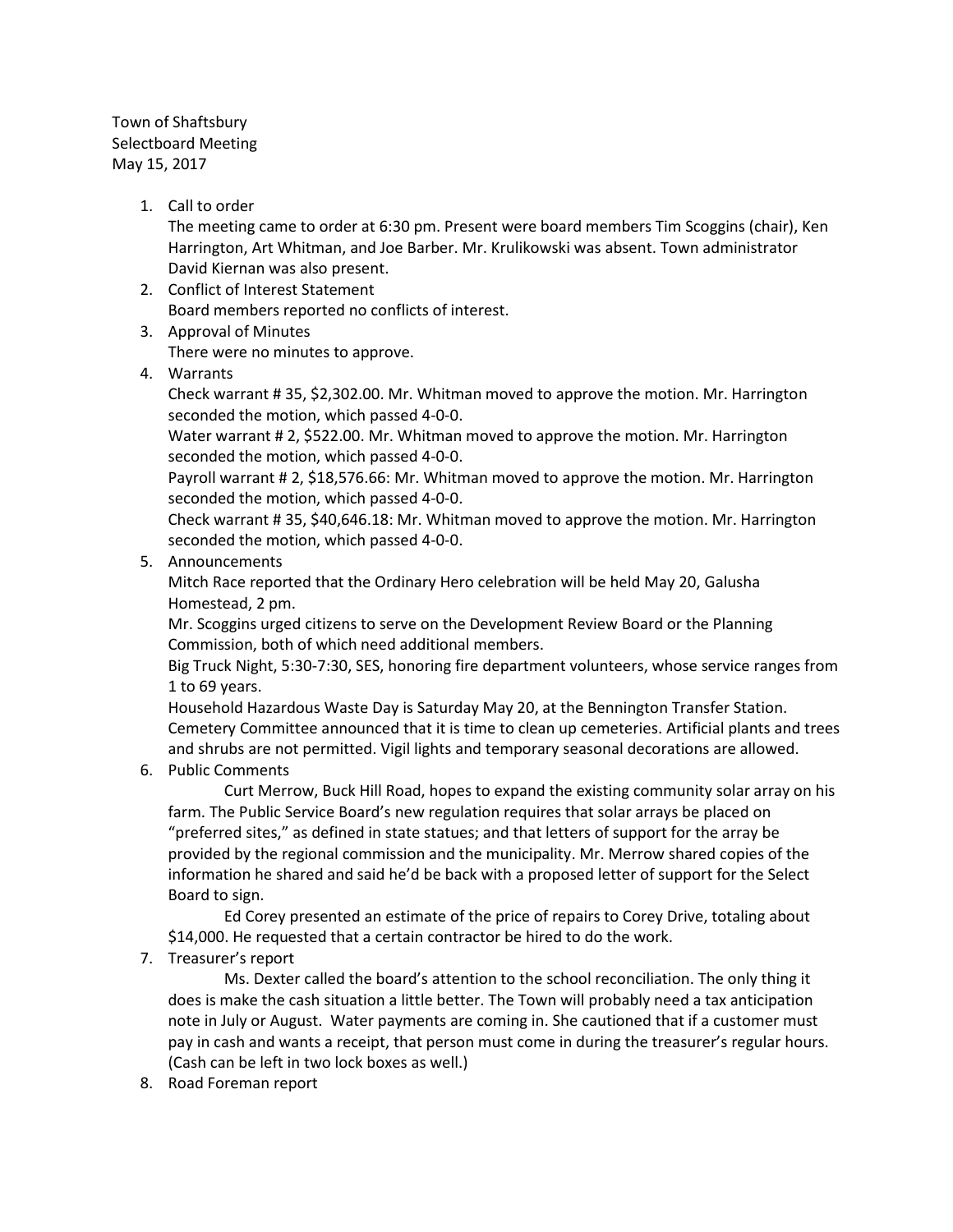Town of Shaftsbury
Selectboard Meeting
May 15, 2017

1. Call to order
   The meeting came to order at 6:30 pm. Present were board members Tim Scoggins (chair), Ken Harrington, Art Whitman, and Joe Barber. Mr. Krulikowski was absent. Town administrator David Kiernan was also present.
2. Conflict of Interest Statement
   Board members reported no conflicts of interest.
3. Approval of Minutes
   There were no minutes to approve.
4. Warrants
   Check warrant # 35, $2,302.00. Mr. Whitman moved to approve the motion. Mr. Harrington seconded the motion, which passed 4-0-0.
   Water warrant # 2, $522.00. Mr. Whitman moved to approve the motion. Mr. Harrington seconded the motion, which passed 4-0-0.
   Payroll warrant # 2, $18,576.66: Mr. Whitman moved to approve the motion. Mr. Harrington seconded the motion, which passed 4-0-0.
   Check warrant # 35, $40,646.18: Mr. Whitman moved to approve the motion. Mr. Harrington seconded the motion, which passed 4-0-0.
5. Announcements
   Mitch Race reported that the Ordinary Hero celebration will be held May 20, Galusha Homestead, 2 pm.
   Mr. Scoggins urged citizens to serve on the Development Review Board or the Planning Commission, both of which need additional members.
   Big Truck Night, 5:30-7:30, SES, honoring fire department volunteers, whose service ranges from 1 to 69 years.
   Household Hazardous Waste Day is Saturday May 20, at the Bennington Transfer Station.
   Cemetery Committee announced that it is time to clean up cemeteries. Artificial plants and trees and shrubs are not permitted. Vigil lights and temporary seasonal decorations are allowed.
6. Public Comments
   Curt Merrow, Buck Hill Road, hopes to expand the existing community solar array on his farm. The Public Service Board's new regulation requires that solar arrays be placed on "preferred sites," as defined in state statues; and that letters of support for the array be provided by the regional commission and the municipality. Mr. Merrow shared copies of the information he shared and said he'd be back with a proposed letter of support for the Select Board to sign.
   Ed Corey presented an estimate of the price of repairs to Corey Drive, totaling about $14,000. He requested that a certain contractor be hired to do the work.
7. Treasurer's report
   Ms. Dexter called the board's attention to the school reconciliation. The only thing it does is make the cash situation a little better. The Town will probably need a tax anticipation note in July or August. Water payments are coming in. She cautioned that if a customer must pay in cash and wants a receipt, that person must come in during the treasurer's regular hours. (Cash can be left in two lock boxes as well.)
8. Road Foreman report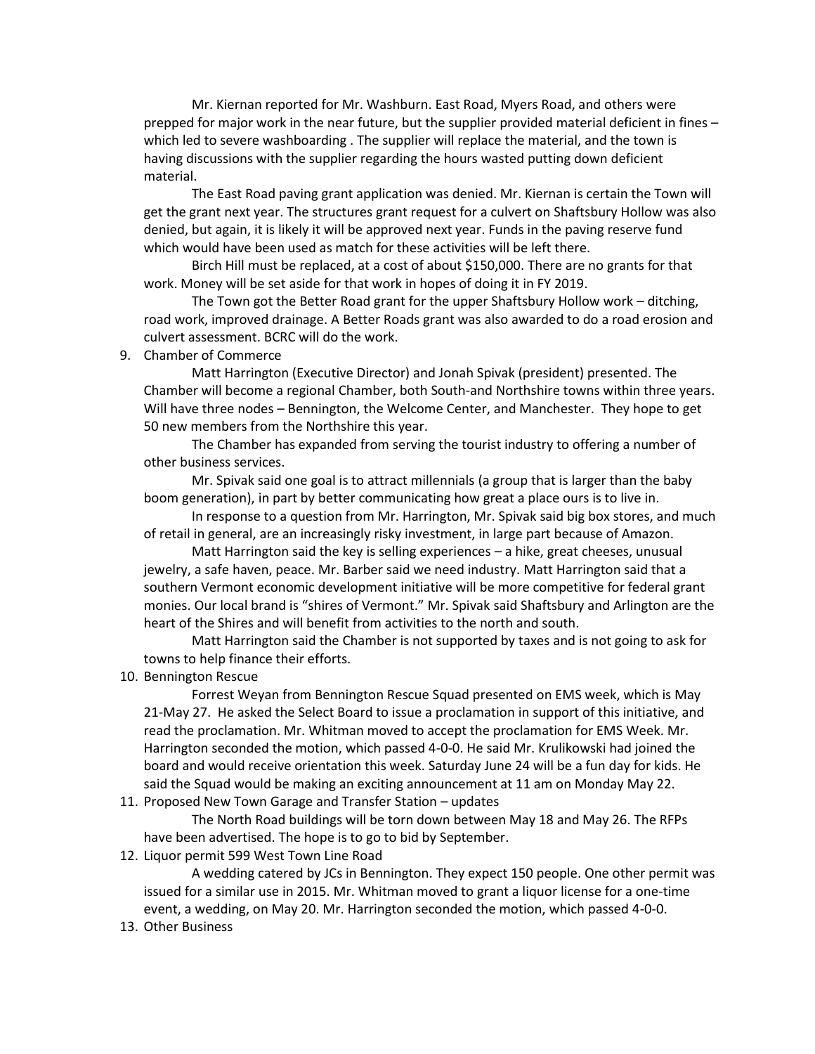Mr. Kiernan reported for Mr. Washburn. East Road, Myers Road, and others were prepped for major work in the near future, but the supplier provided material deficient in fines – which led to severe washboarding . The supplier will replace the material, and the town is having discussions with the supplier regarding the hours wasted putting down deficient material.

The East Road paving grant application was denied. Mr. Kiernan is certain the Town will get the grant next year. The structures grant request for a culvert on Shaftsbury Hollow was also denied, but again, it is likely it will be approved next year. Funds in the paving reserve fund which would have been used as match for these activities will be left there.

Birch Hill must be replaced, at a cost of about $150,000. There are no grants for that work. Money will be set aside for that work in hopes of doing it in FY 2019.

The Town got the Better Road grant for the upper Shaftsbury Hollow work – ditching, road work, improved drainage. A Better Roads grant was also awarded to do a road erosion and culvert assessment. BCRC will do the work.

9. Chamber of Commerce

   Matt Harrington (Executive Director) and Jonah Spivak (president) presented. The Chamber will become a regional Chamber, both South-and Northshire towns within three years. Will have three nodes – Bennington, the Welcome Center, and Manchester. They hope to get 50 new members from the Northshire this year.

   The Chamber has expanded from serving the tourist industry to offering a number of other business services.

   Mr. Spivak said one goal is to attract millennials (a group that is larger than the baby boom generation), in part by better communicating how great a place ours is to live in.

   In response to a question from Mr. Harrington, Mr. Spivak said big box stores, and much of retail in general, are an increasingly risky investment, in large part because of Amazon.

   Matt Harrington said the key is selling experiences – a hike, great cheeses, unusual jewelry, a safe haven, peace. Mr. Barber said we need industry. Matt Harrington said that a southern Vermont economic development initiative will be more competitive for federal grant monies. Our local brand is "shires of Vermont." Mr. Spivak said Shaftsbury and Arlington are the heart of the Shires and will benefit from activities to the north and south.

   Matt Harrington said the Chamber is not supported by taxes and is not going to ask for towns to help finance their efforts.

10. Bennington Rescue

    Forrest Weyan from Bennington Rescue Squad presented on EMS week, which is May 21-May 27. He asked the Select Board to issue a proclamation in support of this initiative, and read the proclamation. Mr. Whitman moved to accept the proclamation for EMS Week. Mr. Harrington seconded the motion, which passed 4-0-0. He said Mr. Krulikowski had joined the board and would receive orientation this week. Saturday June 24 will be a fun day for kids. He said the Squad would be making an exciting announcement at 11 am on Monday May 22.

11. Proposed New Town Garage and Transfer Station – updates

    The North Road buildings will be torn down between May 18 and May 26. The RFPs have been advertised. The hope is to go to bid by September.

12. Liquor permit 599 West Town Line Road

    A wedding catered by JCs in Bennington. They expect 150 people. One other permit was issued for a similar use in 2015. Mr. Whitman moved to grant a liquor license for a one-time event, a wedding, on May 20. Mr. Harrington seconded the motion, which passed 4-0-0.

13. Other Business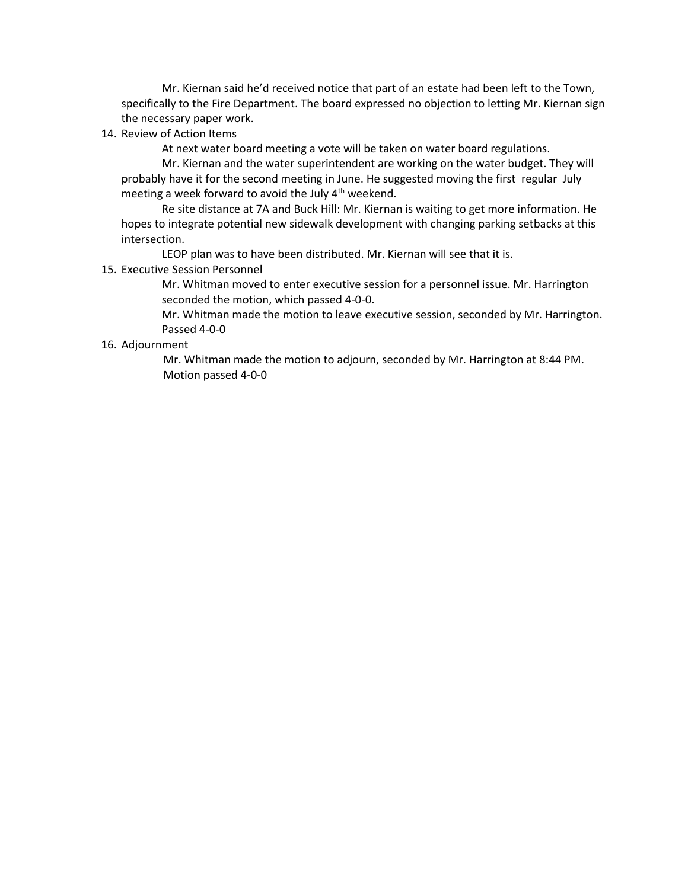Mr. Kiernan said he'd received notice that part of an estate had been left to the Town, specifically to the Fire Department. The board expressed no objection to letting Mr. Kiernan sign the necessary paper work.

14. Review of Action Items

    At next water board meeting a vote will be taken on water board regulations.

    Mr. Kiernan and the water superintendent are working on the water budget. They will probably have it for the second meeting in June. He suggested moving the first regular July meeting a week forward to avoid the July 4th weekend.

    Re site distance at 7A and Buck Hill: Mr. Kiernan is waiting to get more information. He hopes to integrate potential new sidewalk development with changing parking setbacks at this intersection.

    LEOP plan was to have been distributed. Mr. Kiernan will see that it is.

15. Executive Session Personnel

    Mr. Whitman moved to enter executive session for a personnel issue. Mr. Harrington seconded the motion, which passed 4-0-0.

    Mr. Whitman made the motion to leave executive session, seconded by Mr. Harrington. Passed 4-0-0

16. Adjournment

    Mr. Whitman made the motion to adjourn, seconded by Mr. Harrington at 8:44 PM. Motion passed 4-0-0